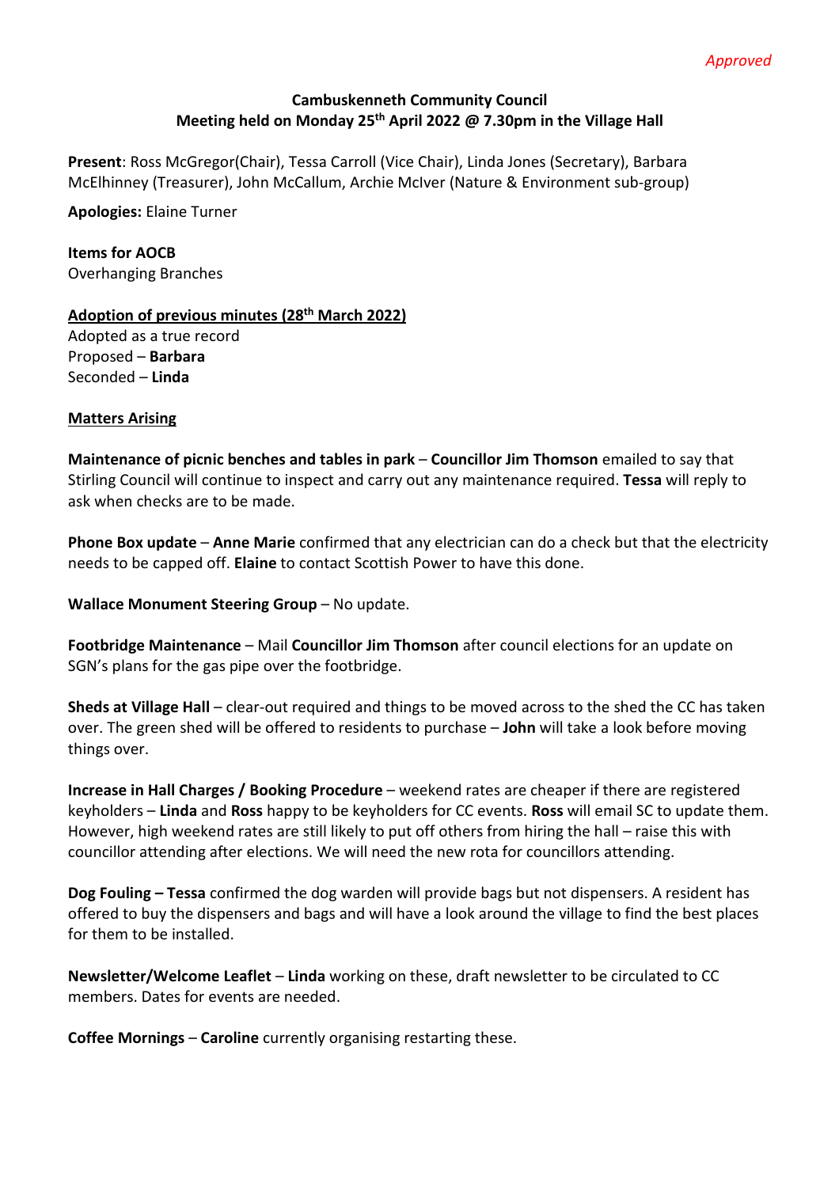*Approved*

**Cambuskenneth Community Council**
**Meeting held on Monday 25th April 2022 @ 7.30pm in the Village Hall**

**Present**: Ross McGregor(Chair), Tessa Carroll (Vice Chair), Linda Jones (Secretary), Barbara McElhinney (Treasurer), John McCallum, Archie McIver (Nature & Environment sub-group)

**Apologies:** Elaine Turner

**Items for AOCB**
Overhanging Branches

**Adoption of previous minutes (28th March 2022)**
Adopted as a true record
Proposed – **Barbara**
Seconded – **Linda**

**Matters Arising**

**Maintenance of picnic benches and tables in park** – **Councillor Jim Thomson** emailed to say that Stirling Council will continue to inspect and carry out any maintenance required. **Tessa** will reply to ask when checks are to be made.

**Phone Box update** – **Anne Marie** confirmed that any electrician can do a check but that the electricity needs to be capped off. **Elaine** to contact Scottish Power to have this done.

**Wallace Monument Steering Group** – No update.

**Footbridge Maintenance** – Mail **Councillor Jim Thomson** after council elections for an update on SGN's plans for the gas pipe over the footbridge.

**Sheds at Village Hall** – clear-out required and things to be moved across to the shed the CC has taken over. The green shed will be offered to residents to purchase – **John** will take a look before moving things over.

**Increase in Hall Charges / Booking Procedure** – weekend rates are cheaper if there are registered keyholders – **Linda** and **Ross** happy to be keyholders for CC events. **Ross** will email SC to update them. However, high weekend rates are still likely to put off others from hiring the hall – raise this with councillor attending after elections. We will need the new rota for councillors attending.

**Dog Fouling – Tessa** confirmed the dog warden will provide bags but not dispensers. A resident has offered to buy the dispensers and bags and will have a look around the village to find the best places for them to be installed.

**Newsletter/Welcome Leaflet** – **Linda** working on these, draft newsletter to be circulated to CC members. Dates for events are needed.

**Coffee Mornings** – **Caroline** currently organising restarting these.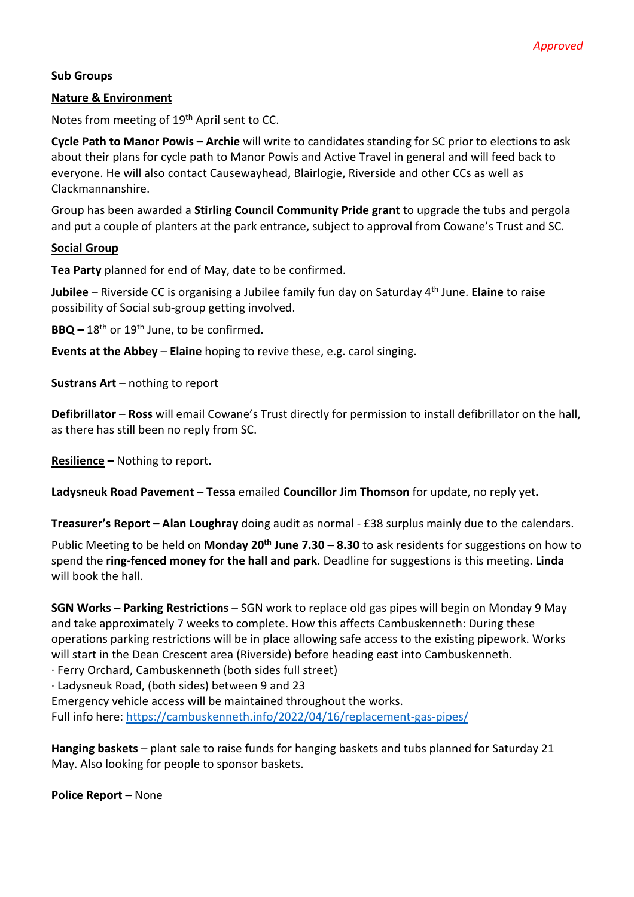*Approved*

**Sub Groups**

**Nature & Environment**

Notes from meeting of 19th April sent to CC.

**Cycle Path to Manor Powis – Archie** will write to candidates standing for SC prior to elections to ask about their plans for cycle path to Manor Powis and Active Travel in general and will feed back to everyone. He will also contact Causewayhead, Blairlogie, Riverside and other CCs as well as Clackmannanshire.

Group has been awarded a **Stirling Council Community Pride grant** to upgrade the tubs and pergola and put a couple of planters at the park entrance, subject to approval from Cowane's Trust and SC.

**Social Group**

**Tea Party** planned for end of May, date to be confirmed.

**Jubilee** – Riverside CC is organising a Jubilee family fun day on Saturday 4th June. **Elaine** to raise possibility of Social sub-group getting involved.

**BBQ –** 18th or 19th June, to be confirmed.

**Events at the Abbey** – **Elaine** hoping to revive these, e.g. carol singing.

**Sustrans Art** – nothing to report

**Defibrillator** – **Ross** will email Cowane's Trust directly for permission to install defibrillator on the hall, as there has still been no reply from SC.

**Resilience –** Nothing to report.

**Ladysneuk Road Pavement – Tessa** emailed **Councillor Jim Thomson** for update, no reply yet**.**

**Treasurer's Report – Alan Loughray** doing audit as normal - £38 surplus mainly due to the calendars.

Public Meeting to be held on **Monday 20th June 7.30 – 8.30** to ask residents for suggestions on how to spend the **ring-fenced money for the hall and park**. Deadline for suggestions is this meeting. **Linda** will book the hall.

**SGN Works – Parking Restrictions** – SGN work to replace old gas pipes will begin on Monday 9 May and take approximately 7 weeks to complete. How this affects Cambuskenneth: During these operations parking restrictions will be in place allowing safe access to the existing pipework. Works will start in the Dean Crescent area (Riverside) before heading east into Cambuskenneth.

- Ferry Orchard, Cambuskenneth (both sides full street)
- Ladysneuk Road, (both sides) between 9 and 23

Emergency vehicle access will be maintained throughout the works.
Full info here: https://cambuskenneth.info/2022/04/16/replacement-gas-pipes/

**Hanging baskets** – plant sale to raise funds for hanging baskets and tubs planned for Saturday 21 May. Also looking for people to sponsor baskets.

**Police Report –** None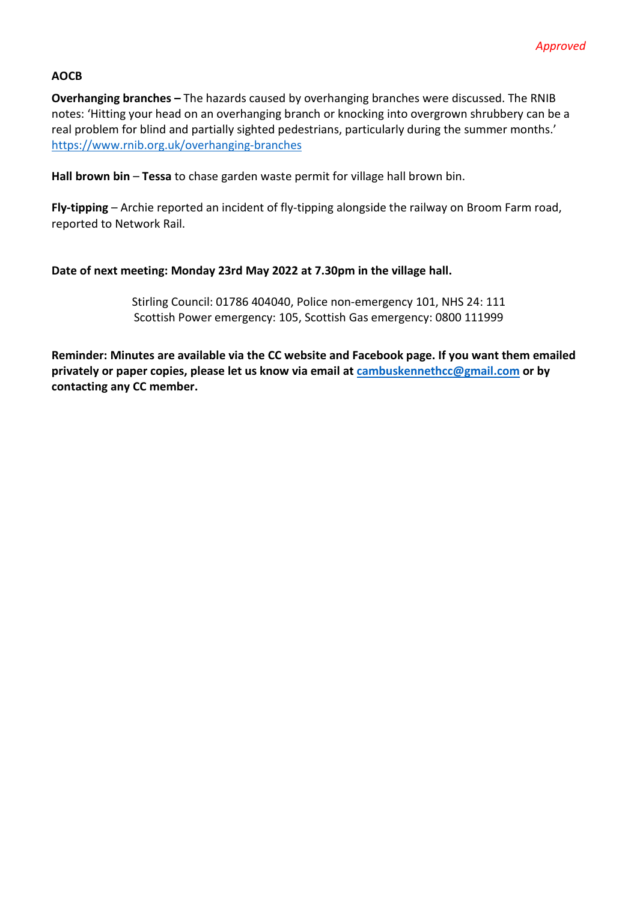*Approved*

**AOCB**

**Overhanging branches –** The hazards caused by overhanging branches were discussed. The RNIB notes: 'Hitting your head on an overhanging branch or knocking into overgrown shrubbery can be a real problem for blind and partially sighted pedestrians, particularly during the summer months.' https://www.rnib.org.uk/overhanging-branches

**Hall brown bin** – **Tessa** to chase garden waste permit for village hall brown bin.

**Fly-tipping** – Archie reported an incident of fly-tipping alongside the railway on Broom Farm road, reported to Network Rail.

**Date of next meeting: Monday 23rd May 2022 at 7.30pm in the village hall.**

Stirling Council: 01786 404040, Police non-emergency 101, NHS 24: 111
Scottish Power emergency: 105, Scottish Gas emergency: 0800 111999

**Reminder: Minutes are available via the CC website and Facebook page. If you want them emailed privately or paper copies, please let us know via email at cambuskennethcc@gmail.com or by contacting any CC member.**